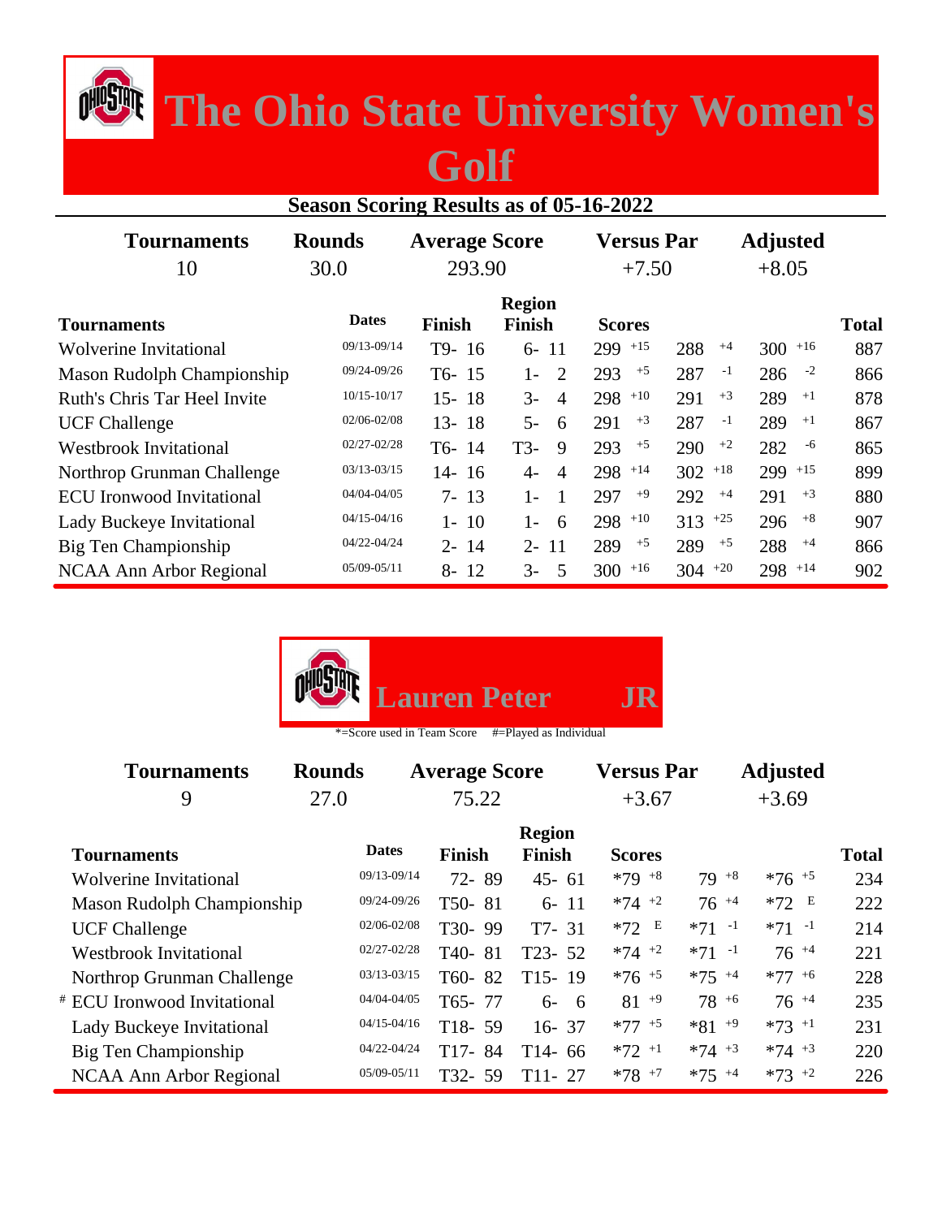# The Ohio State University Women's Golf

## Season Scoring Results as of 05-16-2022

| Tournaments | Rounds | Average Score | Versus Par | Adjusted |
|---|---|---|---|---|
| 10 | 30.0 | 293.90 | +7.50 | +8.05 |

| Tournaments | Dates | Finish | Region Finish | Scores | | | Total |
|---|---|---|---|---|---|---|---|
| Wolverine Invitational | 09/13-09/14 | T9- 16 | 6- 11 | 299 +15 | 288 +4 | 300 +16 | 887 |
| Mason Rudolph Championship | 09/24-09/26 | T6- 15 | 1- 2 | 293 +5 | 287 -1 | 286 -2 | 866 |
| Ruth's Chris Tar Heel Invite | 10/15-10/17 | 15- 18 | 3- 4 | 298 +10 | 291 +3 | 289 +1 | 878 |
| UCF Challenge | 02/06-02/08 | 13- 18 | 5- 6 | 291 +3 | 287 -1 | 289 +1 | 867 |
| Westbrook Invitational | 02/27-02/28 | T6- 14 | T3- 9 | 293 +5 | 290 +2 | 282 -6 | 865 |
| Northrop Grunman Challenge | 03/13-03/15 | 14- 16 | 4- 4 | 298 +14 | 302 +18 | 299 +15 | 899 |
| ECU Ironwood Invitational | 04/04-04/05 | 7- 13 | 1- 1 | 297 +9 | 292 +4 | 291 +3 | 880 |
| Lady Buckeye Invitational | 04/15-04/16 | 1- 10 | 1- 6 | 298 +10 | 313 +25 | 296 +8 | 907 |
| Big Ten Championship | 04/22-04/24 | 2- 14 | 2- 11 | 289 +5 | 289 +5 | 288 +4 | 866 |
| NCAA Ann Arbor Regional | 05/09-05/11 | 8- 12 | 3- 5 | 300 +16 | 304 +20 | 298 +14 | 902 |

## Lauren Peter JR

*=Score used in Team Score #=Played as Individual

| Tournaments | Rounds | Average Score | Versus Par | Adjusted |
|---|---|---|---|---|
| 9 | 27.0 | 75.22 | +3.67 | +3.69 |

| Tournaments | Dates | Finish | Region Finish | Scores | | | Total |
|---|---|---|---|---|---|---|---|
| Wolverine Invitational | 09/13-09/14 | 72- 89 | 45- 61 | *79 +8 | 79 +8 | *76 +5 | 234 |
| Mason Rudolph Championship | 09/24-09/26 | T50- 81 | 6- 11 | *74 +2 | 76 +4 | *72 E | 222 |
| UCF Challenge | 02/06-02/08 | T30- 99 | T7- 31 | *72 E | *71 -1 | *71 -1 | 214 |
| Westbrook Invitational | 02/27-02/28 | T40- 81 | T23- 52 | *74 +2 | *71 -1 | 76 +4 | 221 |
| Northrop Grunman Challenge | 03/13-03/15 | T60- 82 | T15- 19 | *76 +5 | *75 +4 | *77 +6 | 228 |
| # ECU Ironwood Invitational | 04/04-04/05 | T65- 77 | 6- 6 | 81 +9 | 78 +6 | 76 +4 | 235 |
| Lady Buckeye Invitational | 04/15-04/16 | T18- 59 | 16- 37 | *77 +5 | *81 +9 | *73 +1 | 231 |
| Big Ten Championship | 04/22-04/24 | T17- 84 | T14- 66 | *72 +1 | *74 +3 | *74 +3 | 220 |
| NCAA Ann Arbor Regional | 05/09-05/11 | T32- 59 | T11- 27 | *78 +7 | *75 +4 | *73 +2 | 226 |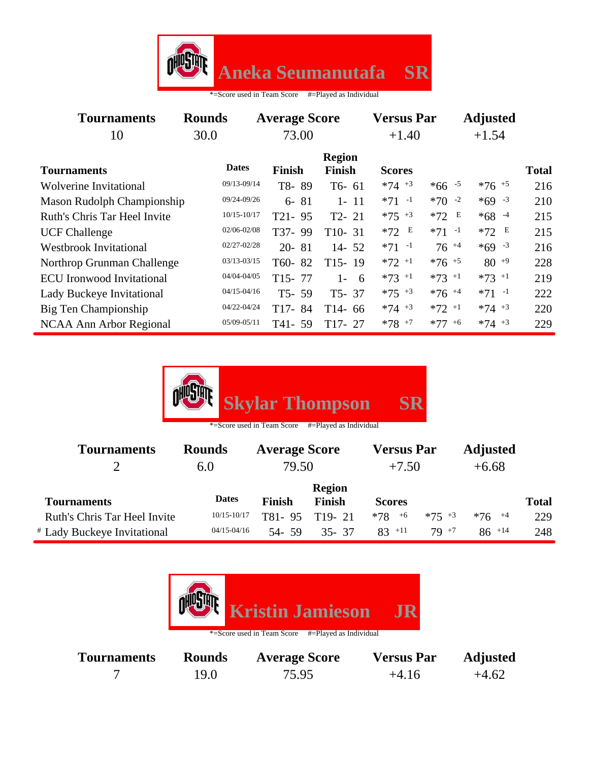## Aneka Seumanutafa SR

*=Score used in Team Score #=Played as Individual

| Tournaments | Rounds | Average Score | Versus Par | Adjusted |
|---|---|---|---|---|
| 10 | 30.0 | 73.00 | +1.40 | +1.54 |

| Tournaments | Dates | Finish | Region Finish | Scores | | | Total |
|---|---|---|---|---|---|---|---|
| Wolverine Invitational | 09/13-09/14 | T8- 89 | T6- 61 | *74 +3 | *66 -5 | *76 +5 | 216 |
| Mason Rudolph Championship | 09/24-09/26 | 6- 81 | 1- 11 | *71 -1 | *70 -2 | *69 -3 | 210 |
| Ruth's Chris Tar Heel Invite | 10/15-10/17 | T21- 95 | T2- 21 | *75 +3 | *72 E | *68 -4 | 215 |
| UCF Challenge | 02/06-02/08 | T37- 99 | T10- 31 | *72 E | *71 -1 | *72 E | 215 |
| Westbrook Invitational | 02/27-02/28 | 20- 81 | 14- 52 | *71 -1 | 76 +4 | *69 -3 | 216 |
| Northrop Grunman Challenge | 03/13-03/15 | T60- 82 | T15- 19 | *72 +1 | *76 +5 | 80 +9 | 228 |
| ECU Ironwood Invitational | 04/04-04/05 | T15- 77 | 1- 6 | *73 +1 | *73 +1 | *73 +1 | 219 |
| Lady Buckeye Invitational | 04/15-04/16 | T5- 59 | T5- 37 | *75 +3 | *76 +4 | *71 -1 | 222 |
| Big Ten Championship | 04/22-04/24 | T17- 84 | T14- 66 | *74 +3 | *72 +1 | *74 +3 | 220 |
| NCAA Ann Arbor Regional | 05/09-05/11 | T41- 59 | T17- 27 | *78 +7 | *77 +6 | *74 +3 | 229 |

## Skylar Thompson SR

*=Score used in Team Score #=Played as Individual

| Tournaments | Rounds | Average Score | Versus Par | Adjusted |
|---|---|---|---|---|
| 2 | 6.0 | 79.50 | +7.50 | +6.68 |

| Tournaments | Dates | Finish | Region Finish | Scores | | | Total |
|---|---|---|---|---|---|---|---|
| Ruth's Chris Tar Heel Invite | 10/15-10/17 | T81- 95 | T19- 21 | *78 +6 | *75 +3 | *76 +4 | 229 |
| # Lady Buckeye Invitational | 04/15-04/16 | 54- 59 | 35- 37 | 83 +11 | 79 +7 | 86 +14 | 248 |

## Kristin Jamieson JR

*=Score used in Team Score #=Played as Individual

| Tournaments | Rounds | Average Score | Versus Par | Adjusted |
|---|---|---|---|---|
| 7 | 19.0 | 75.95 | +4.16 | +4.62 |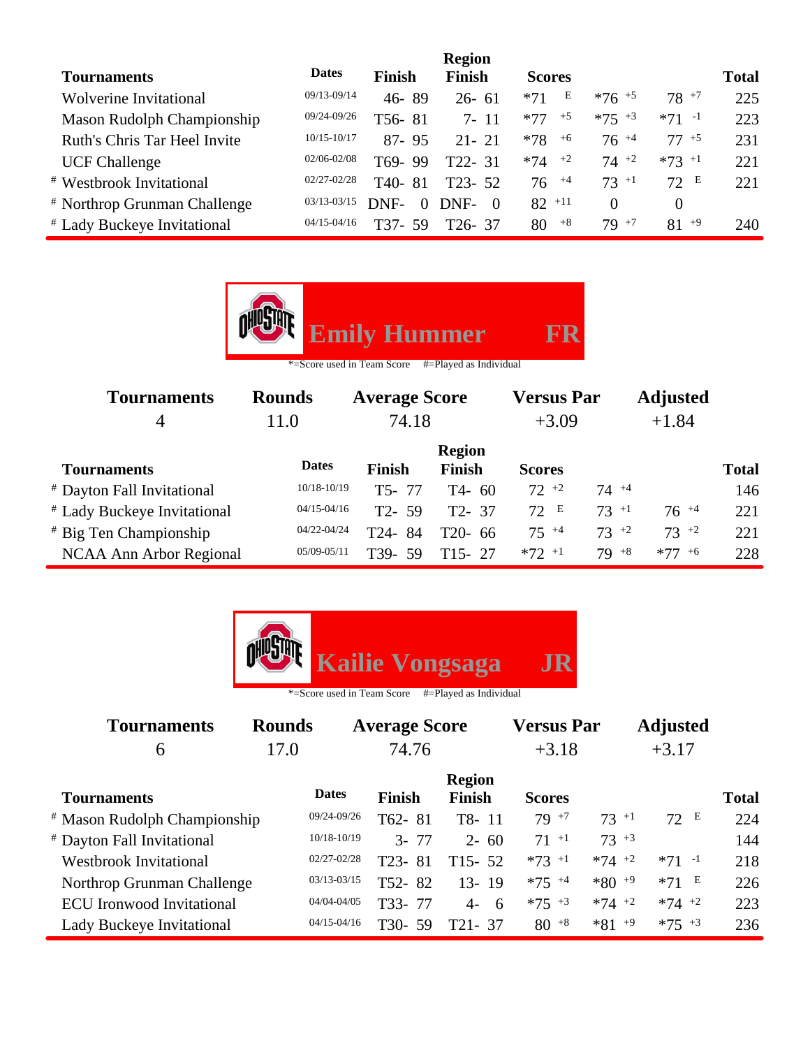| Tournaments | Dates | Finish | Region Finish | Scores | | | Total |
|---|---|---|---|---|---|---|---|
| Wolverine Invitational | 09/13-09/14 | 46- 89 | 26- 61 | *71 E | *76 +5 | 78 +7 | 225 |
| Mason Rudolph Championship | 09/24-09/26 | T56- 81 | 7- 11 | *77 +5 | *75 +3 | *71 -1 | 223 |
| Ruth's Chris Tar Heel Invite | 10/15-10/17 | 87- 95 | 21- 21 | *78 +6 | 76 +4 | 77 +5 | 231 |
| UCF Challenge | 02/06-02/08 | T69- 99 | T22- 31 | *74 +2 | 74 +2 | *73 +1 | 221 |
| # Westbrook Invitational | 02/27-02/28 | T40- 81 | T23- 52 | 76 +4 | 73 +1 | 72 E | 221 |
| # Northrop Grunman Challenge | 03/13-03/15 | DNF- 0 | DNF- 0 | 82 +11 | 0 | 0 | |
| # Lady Buckeye Invitational | 04/15-04/16 | T37- 59 | T26- 37 | 80 +8 | 79 +7 | 81 +9 | 240 |

## Emily Hummer FR

*=Score used in Team Score #=Played as Individual

| Tournaments | Rounds | Average Score | Versus Par | Adjusted |
|---|---|---|---|---|
| 4 | 11.0 | 74.18 | +3.09 | +1.84 |

| Tournaments | Dates | Finish | Region Finish | Scores | | | Total |
|---|---|---|---|---|---|---|---|
| # Dayton Fall Invitational | 10/18-10/19 | T5- 77 | T4- 60 | 72 +2 | 74 +4 | | 146 |
| # Lady Buckeye Invitational | 04/15-04/16 | T2- 59 | T2- 37 | 72 E | 73 +1 | 76 +4 | 221 |
| # Big Ten Championship | 04/22-04/24 | T24- 84 | T20- 66 | 75 +4 | 73 +2 | 73 +2 | 221 |
| NCAA Ann Arbor Regional | 05/09-05/11 | T39- 59 | T15- 27 | *72 +1 | 79 +8 | *77 +6 | 228 |

## Kailie Vongsaga JR

*=Score used in Team Score #=Played as Individual

| Tournaments | Rounds | Average Score | Versus Par | Adjusted |
|---|---|---|---|---|
| 6 | 17.0 | 74.76 | +3.18 | +3.17 |

| Tournaments | Dates | Finish | Region Finish | Scores | | | Total |
|---|---|---|---|---|---|---|---|
| # Mason Rudolph Championship | 09/24-09/26 | T62- 81 | T8- 11 | 79 +7 | 73 +1 | 72 E | 224 |
| # Dayton Fall Invitational | 10/18-10/19 | 3- 77 | 2- 60 | 71 +1 | 73 +3 | | 144 |
| Westbrook Invitational | 02/27-02/28 | T23- 81 | T15- 52 | *73 +1 | *74 +2 | *71 -1 | 218 |
| Northrop Grunman Challenge | 03/13-03/15 | T52- 82 | 13- 19 | *75 +4 | *80 +9 | *71 E | 226 |
| ECU Ironwood Invitational | 04/04-04/05 | T33- 77 | 4- 6 | *75 +3 | *74 +2 | *74 +2 | 223 |
| Lady Buckeye Invitational | 04/15-04/16 | T30- 59 | T21- 37 | 80 +8 | *81 +9 | *75 +3 | 236 |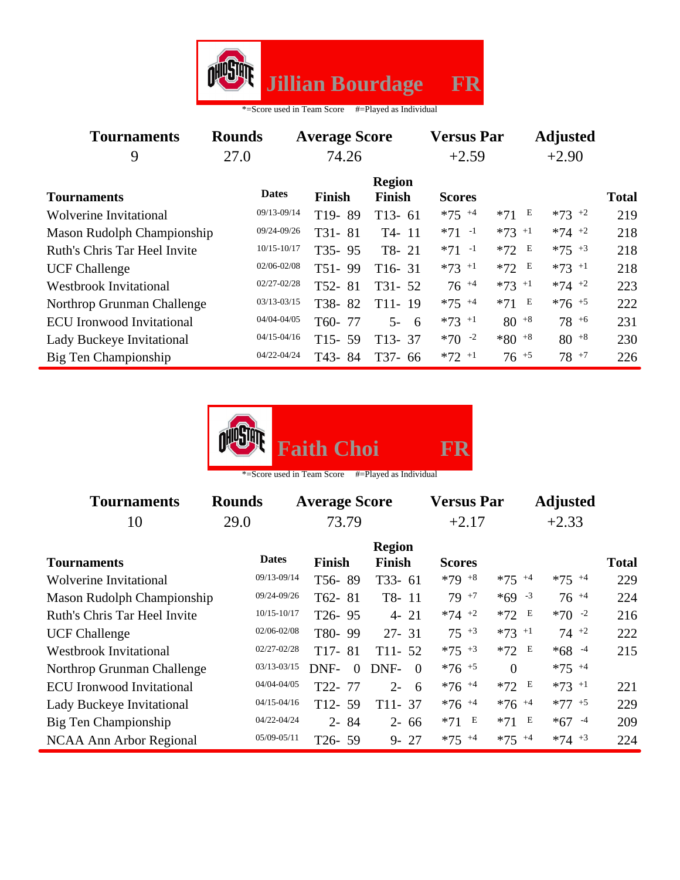## Jillian Bourdage FR

*=Score used in Team Score #=Played as Individual

| Tournaments | Rounds | Average Score | Versus Par | Adjusted |
|---|---|---|---|---|
| 9 | 27.0 | 74.26 | +2.59 | +2.90 |

| Tournaments | Dates | Finish | Region Finish | Scores | | | Total |
|---|---|---|---|---|---|---|---|
| Wolverine Invitational | 09/13-09/14 | T19- 89 | T13- 61 | *75 +4 | *71 E | *73 +2 | 219 |
| Mason Rudolph Championship | 09/24-09/26 | T31- 81 | T4- 11 | *71 -1 | *73 +1 | *74 +2 | 218 |
| Ruth's Chris Tar Heel Invite | 10/15-10/17 | T35- 95 | T8- 21 | *71 -1 | *72 E | *75 +3 | 218 |
| UCF Challenge | 02/06-02/08 | T51- 99 | T16- 31 | *73 +1 | *72 E | *73 +1 | 218 |
| Westbrook Invitational | 02/27-02/28 | T52- 81 | T31- 52 | 76 +4 | *73 +1 | *74 +2 | 223 |
| Northrop Grunman Challenge | 03/13-03/15 | T38- 82 | T11- 19 | *75 +4 | *71 E | *76 +5 | 222 |
| ECU Ironwood Invitational | 04/04-04/05 | T60- 77 | 5- 6 | *73 +1 | 80 +8 | 78 +6 | 231 |
| Lady Buckeye Invitational | 04/15-04/16 | T15- 59 | T13- 37 | *70 -2 | *80 +8 | 80 +8 | 230 |
| Big Ten Championship | 04/22-04/24 | T43- 84 | T37- 66 | *72 +1 | 76 +5 | 78 +7 | 226 |

## Faith Choi FR

*=Score used in Team Score #=Played as Individual

| Tournaments | Rounds | Average Score | Versus Par | Adjusted |
|---|---|---|---|---|
| 10 | 29.0 | 73.79 | +2.17 | +2.33 |

| Tournaments | Dates | Finish | Region Finish | Scores | | | Total |
|---|---|---|---|---|---|---|---|
| Wolverine Invitational | 09/13-09/14 | T56- 89 | T33- 61 | *79 +8 | *75 +4 | *75 +4 | 229 |
| Mason Rudolph Championship | 09/24-09/26 | T62- 81 | T8- 11 | 79 +7 | *69 -3 | 76 +4 | 224 |
| Ruth's Chris Tar Heel Invite | 10/15-10/17 | T26- 95 | 4- 21 | *74 +2 | *72 E | *70 -2 | 216 |
| UCF Challenge | 02/06-02/08 | T80- 99 | 27- 31 | 75 +3 | *73 +1 | 74 +2 | 222 |
| Westbrook Invitational | 02/27-02/28 | T17- 81 | T11- 52 | *75 +3 | *72 E | *68 -4 | 215 |
| Northrop Grunman Challenge | 03/13-03/15 | DNF- 0 | DNF- 0 | *76 +5 | 0 | *75 +4 | |
| ECU Ironwood Invitational | 04/04-04/05 | T22- 77 | 2- 6 | *76 +4 | *72 E | *73 +1 | 221 |
| Lady Buckeye Invitational | 04/15-04/16 | T12- 59 | T11- 37 | *76 +4 | *76 +4 | *77 +5 | 229 |
| Big Ten Championship | 04/22-04/24 | 2- 84 | 2- 66 | *71 E | *71 E | *67 -4 | 209 |
| NCAA Ann Arbor Regional | 05/09-05/11 | T26- 59 | 9- 27 | *75 +4 | *75 +4 | *74 +3 | 224 |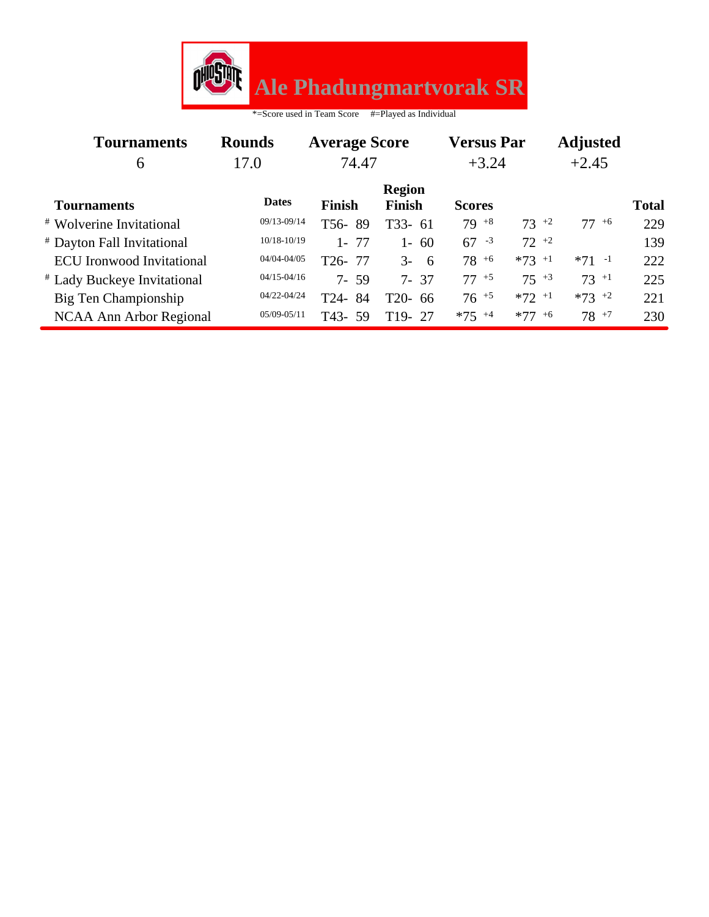# Ale Phadungmartvorak SR

*=Score used in Team Score #=Played as Individual

| Tournaments | Rounds | Average Score | Versus Par | Adjusted |
|---|---|---|---|---|
| 6 | 17.0 | 74.47 | +3.24 | +2.45 |

| Tournaments | Dates | Finish | Region Finish | Scores | | | Total |
|---|---|---|---|---|---|---|---|
| # Wolverine Invitational | 09/13-09/14 | T56- 89 | T33- 61 | 79 +8 | 73 +2 | 77 +6 | 229 |
| # Dayton Fall Invitational | 10/18-10/19 | 1- 77 | 1- 60 | 67 -3 | 72 +2 | | 139 |
| ECU Ironwood Invitational | 04/04-04/05 | T26- 77 | 3- 6 | 78 +6 | *73 +1 | *71 -1 | 222 |
| # Lady Buckeye Invitational | 04/15-04/16 | 7- 59 | 7- 37 | 77 +5 | 75 +3 | 73 +1 | 225 |
| Big Ten Championship | 04/22-04/24 | T24- 84 | T20- 66 | 76 +5 | *72 +1 | *73 +2 | 221 |
| NCAA Ann Arbor Regional | 05/09-05/11 | T43- 59 | T19- 27 | *75 +4 | *77 +6 | 78 +7 | 230 |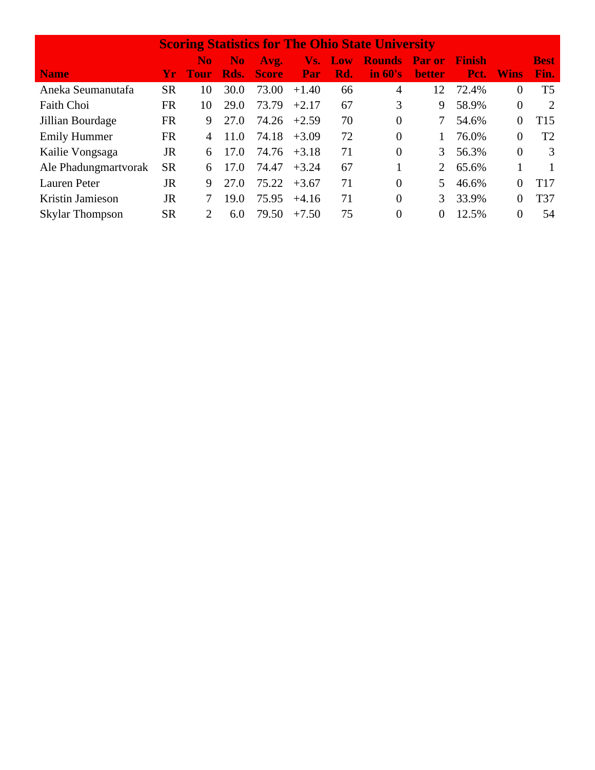## Scoring Statistics for The Ohio State University

| Name | Yr | No Tour | No Rds. | Avg. Score | Vs. Par | Low Rd. | Rounds in 60's | Par or better | Finish Pct. | Wins | Best Fin. |
|---|---|---|---|---|---|---|---|---|---|---|---|
| Aneka Seumanutafa | SR | 10 | 30.0 | 73.00 | +1.40 | 66 | 4 | 12 | 72.4% | 0 | T5 |
| Faith Choi | FR | 10 | 29.0 | 73.79 | +2.17 | 67 | 3 | 9 | 58.9% | 0 | 2 |
| Jillian Bourdage | FR | 9 | 27.0 | 74.26 | +2.59 | 70 | 0 | 7 | 54.6% | 0 | T15 |
| Emily Hummer | FR | 4 | 11.0 | 74.18 | +3.09 | 72 | 0 | 1 | 76.0% | 0 | T2 |
| Kailie Vongsaga | JR | 6 | 17.0 | 74.76 | +3.18 | 71 | 0 | 3 | 56.3% | 0 | 3 |
| Ale Phadungmartvorak | SR | 6 | 17.0 | 74.47 | +3.24 | 67 | 1 | 2 | 65.6% | 1 | 1 |
| Lauren Peter | JR | 9 | 27.0 | 75.22 | +3.67 | 71 | 0 | 5 | 46.6% | 0 | T17 |
| Kristin Jamieson | JR | 7 | 19.0 | 75.95 | +4.16 | 71 | 0 | 3 | 33.9% | 0 | T37 |
| Skylar Thompson | SR | 2 | 6.0 | 79.50 | +7.50 | 75 | 0 | 0 | 12.5% | 0 | 54 |